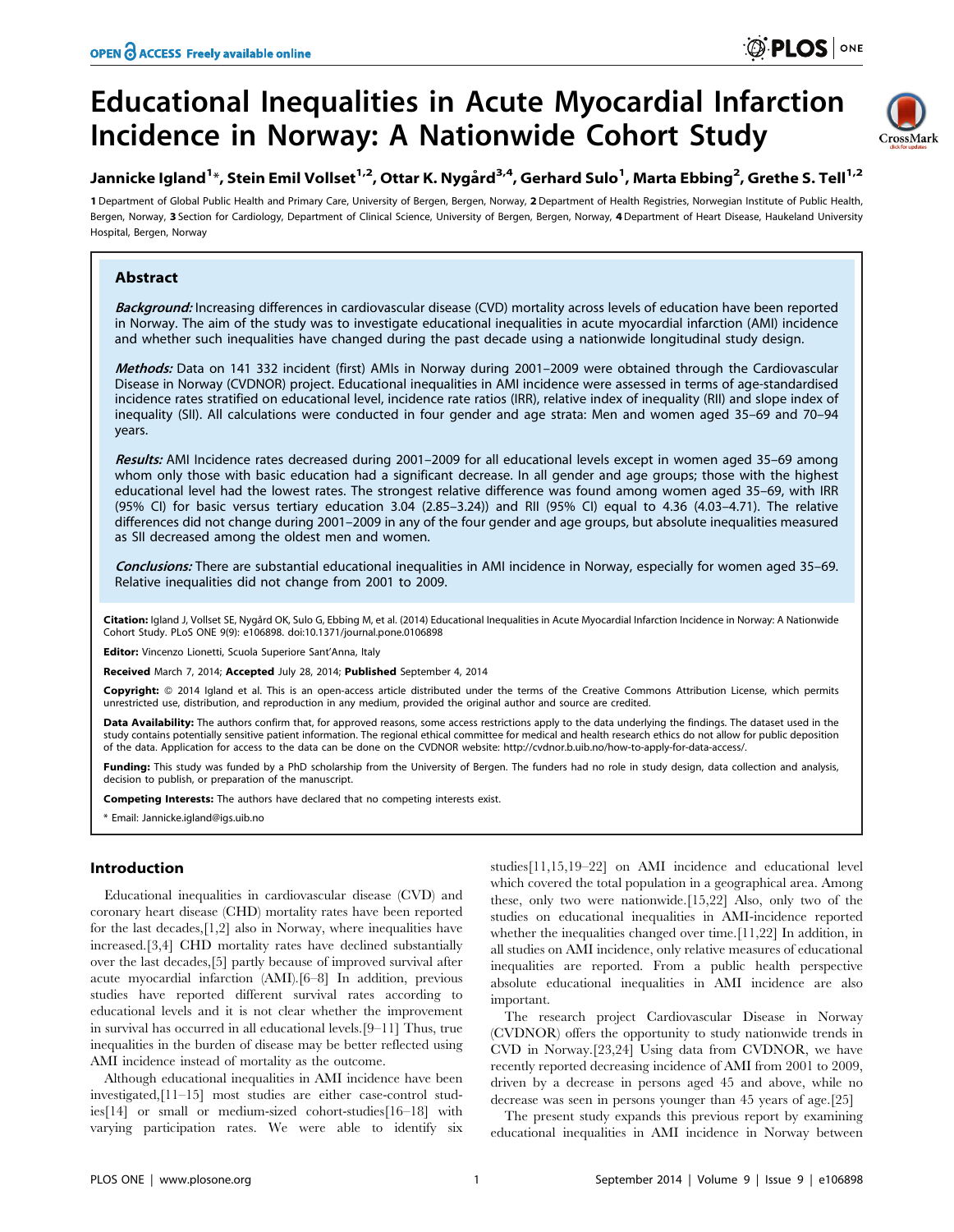# Educational Inequalities in Acute Myocardial Infarction Incidence in Norway: A Nationwide Cohort Study

**Jannicke Igland[1]*, Stein Emil Vollset[1,2], Ottar K. Nygård[3,4], Gerhard Sulo[1], Marta Ebbing[2], Grethe S. Tell[1,2]**

1 Department of Global Public Health and Primary Care, University of Bergen, Bergen, Norway, 2 Department of Health Registries, Norwegian Institute of Public Health, Bergen, Norway, 3 Section for Cardiology, Department of Clinical Science, University of Bergen, Bergen, Norway, 4 Department of Heart Disease, Haukeland University Hospital, Bergen, Norway

## Abstract

***Background:*** Increasing differences in cardiovascular disease (CVD) mortality across levels of education have been reported in Norway. The aim of the study was to investigate educational inequalities in acute myocardial infarction (AMI) incidence and whether such inequalities have changed during the past decade using a nationwide longitudinal study design.

***Methods:*** Data on 141 332 incident (first) AMIs in Norway during 2001–2009 were obtained through the Cardiovascular Disease in Norway (CVDNOR) project. Educational inequalities in AMI incidence were assessed in terms of age-standardised incidence rates stratified on educational level, incidence rate ratios (IRR), relative index of inequality (RII) and slope index of inequality (SII). All calculations were conducted in four gender and age strata: Men and women aged 35–69 and 70–94 years.

***Results:*** AMI Incidence rates decreased during 2001–2009 for all educational levels except in women aged 35–69 among whom only those with basic education had a significant decrease. In all gender and age groups; those with the highest educational level had the lowest rates. The strongest relative difference was found among women aged 35–69, with IRR (95% CI) for basic versus tertiary education 3.04 (2.85–3.24)) and RII (95% CI) equal to 4.36 (4.03–4.71). The relative differences did not change during 2001–2009 in any of the four gender and age groups, but absolute inequalities measured as SII decreased among the oldest men and women.

***Conclusions:*** There are substantial educational inequalities in AMI incidence in Norway, especially for women aged 35–69. Relative inequalities did not change from 2001 to 2009.

**Citation:** Igland J, Vollset SE, Nygård OK, Sulo G, Ebbing M, et al. (2014) Educational Inequalities in Acute Myocardial Infarction Incidence in Norway: A Nationwide Cohort Study. PLoS ONE 9(9): e106898. doi:10.1371/journal.pone.0106898

**Editor:** Vincenzo Lionetti, Scuola Superiore Sant'Anna, Italy

**Received** March 7, 2014; **Accepted** July 28, 2014; **Published** September 4, 2014

**Copyright:** © 2014 Igland et al. This is an open-access article distributed under the terms of the Creative Commons Attribution License, which permits unrestricted use, distribution, and reproduction in any medium, provided the original author and source are credited.

**Data Availability:** The authors confirm that, for approved reasons, some access restrictions apply to the data underlying the findings. The dataset used in the study contains potentially sensitive patient information. The regional ethical committee for medical and health research ethics do not allow for public deposition of the data. Application for access to the data can be done on the CVDNOR website: http://cvdnor.b.uib.no/how-to-apply-for-data-access/.

**Funding:** This study was funded by a PhD scholarship from the University of Bergen. The funders had no role in study design, data collection and analysis, decision to publish, or preparation of the manuscript.

**Competing Interests:** The authors have declared that no competing interests exist.

* Email: Jannicke.igland@igs.uib.no

## Introduction

Educational inequalities in cardiovascular disease (CVD) and coronary heart disease (CHD) mortality rates have been reported for the last decades,[1,2] also in Norway, where inequalities have increased.[3,4] CHD mortality rates have declined substantially over the last decades,[5] partly because of improved survival after acute myocardial infarction (AMI).[6–8] In addition, previous studies have reported different survival rates according to educational levels and it is not clear whether the improvement in survival has occurred in all educational levels.[9–11] Thus, true inequalities in the burden of disease may be better reflected using AMI incidence instead of mortality as the outcome.

Although educational inequalities in AMI incidence have been investigated,[11–15] most studies are either case-control studies[14] or small or medium-sized cohort-studies[16–18] with varying participation rates. We were able to identify six studies[11,15,19–22] on AMI incidence and educational level which covered the total population in a geographical area. Among these, only two were nationwide.[15,22] Also, only two of the studies on educational inequalities in AMI-incidence reported whether the inequalities changed over time.[11,22] In addition, in all studies on AMI incidence, only relative measures of educational inequalities are reported. From a public health perspective absolute educational inequalities in AMI incidence are also important.

The research project Cardiovascular Disease in Norway (CVDNOR) offers the opportunity to study nationwide trends in CVD in Norway.[23,24] Using data from CVDNOR, we have recently reported decreasing incidence of AMI from 2001 to 2009, driven by a decrease in persons aged 45 and above, while no decrease was seen in persons younger than 45 years of age.[25]

The present study expands this previous report by examining educational inequalities in AMI incidence in Norway between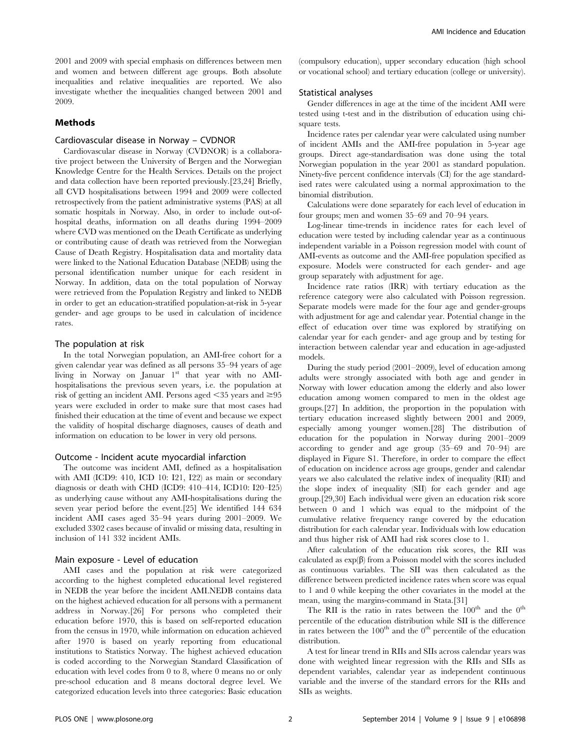2001 and 2009 with special emphasis on differences between men and women and between different age groups. Both absolute inequalities and relative inequalities are reported. We also investigate whether the inequalities changed between 2001 and 2009.

## Methods

### Cardiovascular disease in Norway – CVDNOR

Cardiovascular disease in Norway (CVDNOR) is a collaborative project between the University of Bergen and the Norwegian Knowledge Centre for the Health Services. Details on the project and data collection have been reported previously.[23,24] Briefly, all CVD hospitalisations between 1994 and 2009 were collected retrospectively from the patient administrative systems (PAS) at all somatic hospitals in Norway. Also, in order to include out-of-hospital deaths, information on all deaths during 1994–2009 where CVD was mentioned on the Death Certificate as underlying or contributing cause of death was retrieved from the Norwegian Cause of Death Registry. Hospitalisation data and mortality data were linked to the National Education Database (NEDB) using the personal identification number unique for each resident in Norway. In addition, data on the total population of Norway were retrieved from the Population Registry and linked to NEDB in order to get an education-stratified population-at-risk in 5-year gender- and age groups to be used in calculation of incidence rates.

### The population at risk

In the total Norwegian population, an AMI-free cohort for a given calendar year was defined as all persons 35–94 years of age living in Norway on Januar 1st that year with no AMI-hospitalisations the previous seven years, i.e. the population at risk of getting an incident AMI. Persons aged <35 years and ≥95 years were excluded in order to make sure that most cases had finished their education at the time of event and because we expect the validity of hospital discharge diagnoses, causes of death and information on education to be lower in very old persons.

### Outcome - Incident acute myocardial infarction

The outcome was incident AMI, defined as a hospitalisation with AMI (ICD9: 410, ICD 10: I21, I22) as main or secondary diagnosis or death with CHD (ICD9: 410–414, ICD10: I20–I25) as underlying cause without any AMI-hospitalisations during the seven year period before the event.[25] We identified 144 634 incident AMI cases aged 35–94 years during 2001–2009. We excluded 3302 cases because of invalid or missing data, resulting in inclusion of 141 332 incident AMIs.

### Main exposure - Level of education

AMI cases and the population at risk were categorized according to the highest completed educational level registered in NEDB the year before the incident AMI.NEDB contains data on the highest achieved education for all persons with a permanent address in Norway.[26] For persons who completed their education before 1970, this is based on self-reported education from the census in 1970, while information on education achieved after 1970 is based on yearly reporting from educational institutions to Statistics Norway. The highest achieved education is coded according to the Norwegian Standard Classification of education with level codes from 0 to 8, where 0 means no or only pre-school education and 8 means doctoral degree level. We categorized education levels into three categories: Basic education (compulsory education), upper secondary education (high school or vocational school) and tertiary education (college or university).

### Statistical analyses

Gender differences in age at the time of the incident AMI were tested using t-test and in the distribution of education using chi-square tests.

Incidence rates per calendar year were calculated using number of incident AMIs and the AMI-free population in 5-year age groups. Direct age-standardisation was done using the total Norwegian population in the year 2001 as standard population. Ninety-five percent confidence intervals (CI) for the age standardised rates were calculated using a normal approximation to the binomial distribution.

Calculations were done separately for each level of education in four groups; men and women 35–69 and 70–94 years.

Log-linear time-trends in incidence rates for each level of education were tested by including calendar year as a continuous independent variable in a Poisson regression model with count of AMI-events as outcome and the AMI-free population specified as exposure. Models were constructed for each gender- and age group separately with adjustment for age.

Incidence rate ratios (IRR) with tertiary education as the reference category were also calculated with Poisson regression. Separate models were made for the four age and gender-groups with adjustment for age and calendar year. Potential change in the effect of education over time was explored by stratifying on calendar year for each gender- and age group and by testing for interaction between calendar year and education in age-adjusted models.

During the study period (2001–2009), level of education among adults were strongly associated with both age and gender in Norway with lower education among the elderly and also lower education among women compared to men in the oldest age groups.[27] In addition, the proportion in the population with tertiary education increased slightly between 2001 and 2009, especially among younger women.[28] The distribution of education for the population in Norway during 2001–2009 according to gender and age group (35–69 and 70–94) are displayed in Figure S1. Therefore, in order to compare the effect of education on incidence across age groups, gender and calendar years we also calculated the relative index of inequality (RII) and the slope index of inequality (SII) for each gender and age group.[29,30] Each individual were given an education risk score between 0 and 1 which was equal to the midpoint of the cumulative relative frequency range covered by the education distribution for each calendar year. Individuals with low education and thus higher risk of AMI had risk scores close to 1.

After calculation of the education risk scores, the RII was calculated as exp(β) from a Poisson model with the scores included as continuous variables. The SII was then calculated as the difference between predicted incidence rates when score was equal to 1 and 0 while keeping the other covariates in the model at the mean, using the margins-command in Stata.[31]

The RII is the ratio in rates between the 100th and the 0th percentile of the education distribution while SII is the difference in rates between the 100th and the 0th percentile of the education distribution.

A test for linear trend in RIIs and SIIs across calendar years was done with weighted linear regression with the RIIs and SIIs as dependent variables, calendar year as independent continuous variable and the inverse of the standard errors for the RIIs and SIIs as weights.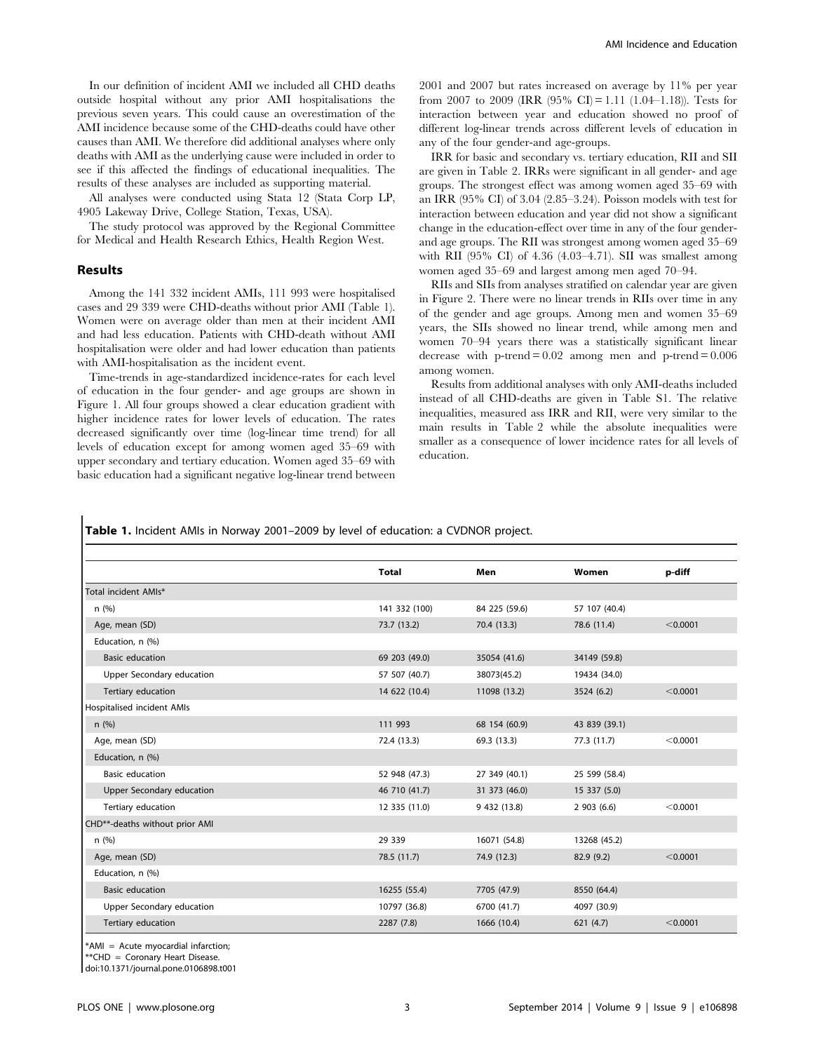In our definition of incident AMI we included all CHD deaths outside hospital without any prior AMI hospitalisations the previous seven years. This could cause an overestimation of the AMI incidence because some of the CHD-deaths could have other causes than AMI. We therefore did additional analyses where only deaths with AMI as the underlying cause were included in order to see if this affected the findings of educational inequalities. The results of these analyses are included as supporting material.

All analyses were conducted using Stata 12 (Stata Corp LP, 4905 Lakeway Drive, College Station, Texas, USA).

The study protocol was approved by the Regional Committee for Medical and Health Research Ethics, Health Region West.

## Results

Among the 141 332 incident AMIs, 111 993 were hospitalised cases and 29 339 were CHD-deaths without prior AMI (Table 1). Women were on average older than men at their incident AMI and had less education. Patients with CHD-death without AMI hospitalisation were older and had lower education than patients with AMI-hospitalisation as the incident event.

Time-trends in age-standardized incidence-rates for each level of education in the four gender- and age groups are shown in Figure 1. All four groups showed a clear education gradient with higher incidence rates for lower levels of education. The rates decreased significantly over time (log-linear time trend) for all levels of education except for among women aged 35–69 with upper secondary and tertiary education. Women aged 35–69 with basic education had a significant negative log-linear trend between 2001 and 2007 but rates increased on average by 11% per year from 2007 to 2009 (IRR (95% CI) = 1.11 (1.04–1.18)). Tests for interaction between year and education showed no proof of different log-linear trends across different levels of education in any of the four gender-and age-groups.

IRR for basic and secondary vs. tertiary education, RII and SII are given in Table 2. IRRs were significant in all gender- and age groups. The strongest effect was among women aged 35–69 with an IRR (95% CI) of 3.04 (2.85–3.24). Poisson models with test for interaction between education and year did not show a significant change in the education-effect over time in any of the four gender- and age groups. The RII was strongest among women aged 35–69 with RII (95% CI) of 4.36 (4.03–4.71). SII was smallest among women aged 35–69 and largest among men aged 70–94.

RIIs and SIIs from analyses stratified on calendar year are given in Figure 2. There were no linear trends in RIIs over time in any of the gender and age groups. Among men and women 35–69 years, the SIIs showed no linear trend, while among men and women 70–94 years there was a statistically significant linear decrease with p-trend = 0.02 among men and p-trend = 0.006 among women.

Results from additional analyses with only AMI-deaths included instead of all CHD-deaths are given in Table S1. The relative inequalities, measured ass IRR and RII, were very similar to the main results in Table 2 while the absolute inequalities were smaller as a consequence of lower incidence rates for all levels of education.

**Table 1.** Incident AMIs in Norway 2001–2009 by level of education: a CVDNOR project.

| | Total | Men | Women | p-diff |
|---|---|---|---|---|
| Total incident AMIs* | | | | |
| n (%) | 141 332 (100) | 84 225 (59.6) | 57 107 (40.4) | |
| Age, mean (SD) | 73.7 (13.2) | 70.4 (13.3) | 78.6 (11.4) | <0.0001 |
| Education, n (%) | | | | |
| Basic education | 69 203 (49.0) | 35054 (41.6) | 34149 (59.8) | |
| Upper Secondary education | 57 507 (40.7) | 38073(45.2) | 19434 (34.0) | |
| Tertiary education | 14 622 (10.4) | 11098 (13.2) | 3524 (6.2) | <0.0001 |
| Hospitalised incident AMIs | | | | |
| n (%) | 111 993 | 68 154 (60.9) | 43 839 (39.1) | |
| Age, mean (SD) | 72.4 (13.3) | 69.3 (13.3) | 77.3 (11.7) | <0.0001 |
| Education, n (%) | | | | |
| Basic education | 52 948 (47.3) | 27 349 (40.1) | 25 599 (58.4) | |
| Upper Secondary education | 46 710 (41.7) | 31 373 (46.0) | 15 337 (5.0) | |
| Tertiary education | 12 335 (11.0) | 9 432 (13.8) | 2 903 (6.6) | <0.0001 |
| CHD**-deaths without prior AMI | | | | |
| n (%) | 29 339 | 16071 (54.8) | 13268 (45.2) | |
| Age, mean (SD) | 78.5 (11.7) | 74.9 (12.3) | 82.9 (9.2) | <0.0001 |
| Education, n (%) | | | | |
| Basic education | 16255 (55.4) | 7705 (47.9) | 8550 (64.4) | |
| Upper Secondary education | 10797 (36.8) | 6700 (41.7) | 4097 (30.9) | |
| Tertiary education | 2287 (7.8) | 1666 (10.4) | 621 (4.7) | <0.0001 |

*AMI = Acute myocardial infarction;
**CHD = Coronary Heart Disease.
doi:10.1371/journal.pone.0106898.t001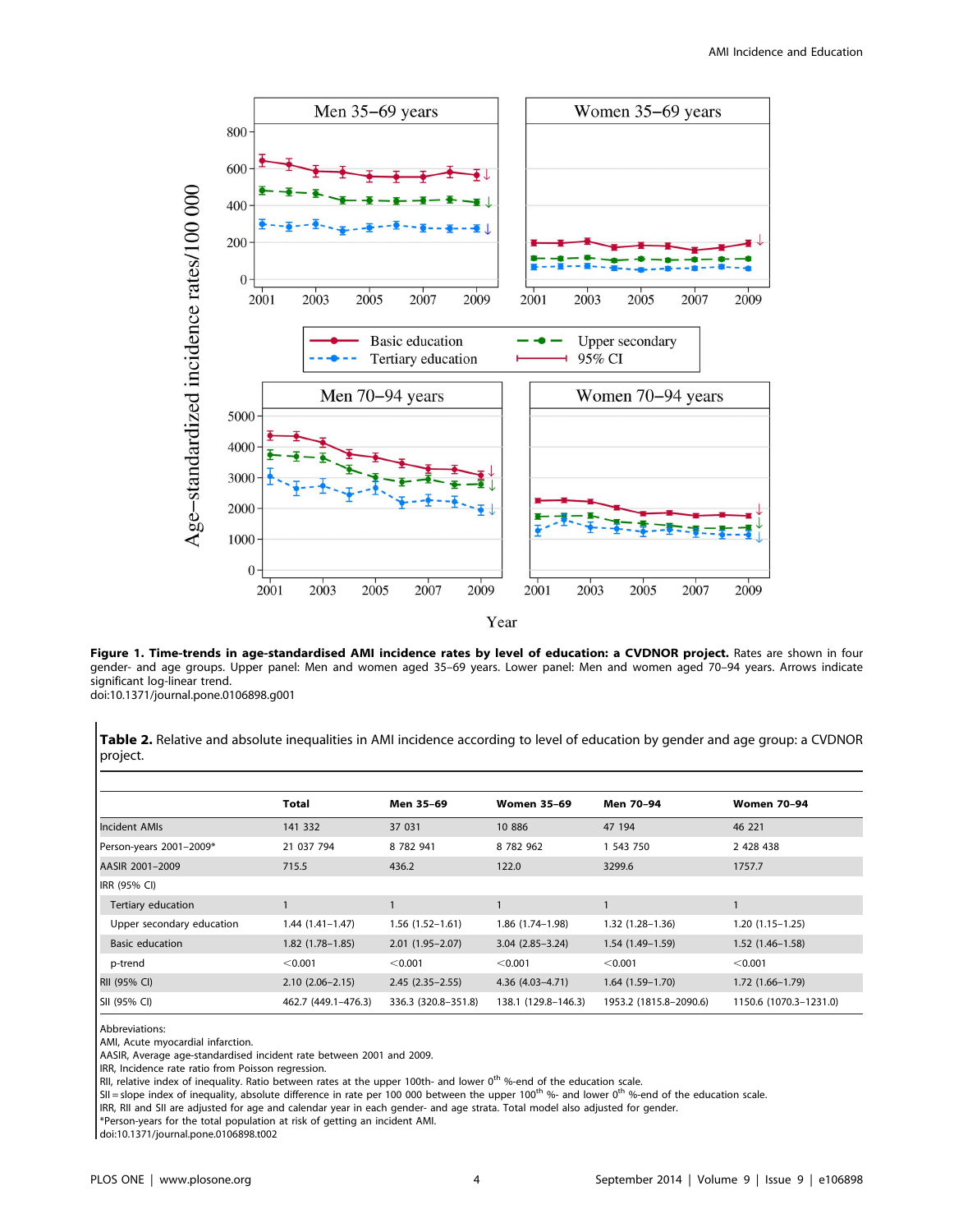Men 35–69 years

Women 35–69 years

800
600
400
200
0

2001 2003 2005 2007 2009

Basic education
Upper secondary
Tertiary education
95% CI

Men 70–94 years

Women 70–94 years

5000
4000
3000
2000
1000
0

Age–standardized incidence rates/100 000

Year

**Figure 1. Time-trends in age-standardised AMI incidence rates by level of education: a CVDNOR project.** Rates are shown in four gender- and age groups. Upper panel: Men and women aged 35–69 years. Lower panel: Men and women aged 70–94 years. Arrows indicate significant log-linear trend.
doi:10.1371/journal.pone.0106898.g001

**Table 2.** Relative and absolute inequalities in AMI incidence according to level of education by gender and age group: a CVDNOR project.

| | Total | Men 35–69 | Women 35–69 | Men 70–94 | Women 70–94 |
|---|---|---|---|---|---|
| Incident AMIs | 141 332 | 37 031 | 10 886 | 47 194 | 46 221 |
| Person-years 2001–2009* | 21 037 794 | 8 782 941 | 8 782 962 | 1 543 750 | 2 428 438 |
| AASIR 2001–2009 | 715.5 | 436.2 | 122.0 | 3299.6 | 1757.7 |
| IRR (95% CI) | | | | | |
| Tertiary education | 1 | 1 | 1 | 1 | 1 |
| Upper secondary education | 1.44 (1.41–1.47) | 1.56 (1.52–1.61) | 1.86 (1.74–1.98) | 1.32 (1.28–1.36) | 1.20 (1.15–1.25) |
| Basic education | 1.82 (1.78–1.85) | 2.01 (1.95–2.07) | 3.04 (2.85–3.24) | 1.54 (1.49–1.59) | 1.52 (1.46–1.58) |
| p-trend | <0.001 | <0.001 | <0.001 | <0.001 | <0.001 |
| RII (95% CI) | 2.10 (2.06–2.15) | 2.45 (2.35–2.55) | 4.36 (4.03–4.71) | 1.64 (1.59–1.70) | 1.72 (1.66–1.79) |
| SII (95% CI) | 462.7 (449.1–476.3) | 336.3 (320.8–351.8) | 138.1 (129.8–146.3) | 1953.2 (1815.8–2090.6) | 1150.6 (1070.3–1231.0) |

Abbreviations:
AMI, Acute myocardial infarction.
AASIR, Average age-standardised incident rate between 2001 and 2009.
IRR, Incidence rate ratio from Poisson regression.
RII, relative index of inequality. Ratio between rates at the upper 100th- and lower 0th %-end of the education scale.
SII = slope index of inequality, absolute difference in rate per 100 000 between the upper 100th %- and lower 0th %-end of the education scale.
IRR, RII and SII are adjusted for age and calendar year in each gender- and age strata. Total model also adjusted for gender.
*Person-years for the total population at risk of getting an incident AMI.
doi:10.1371/journal.pone.0106898.t002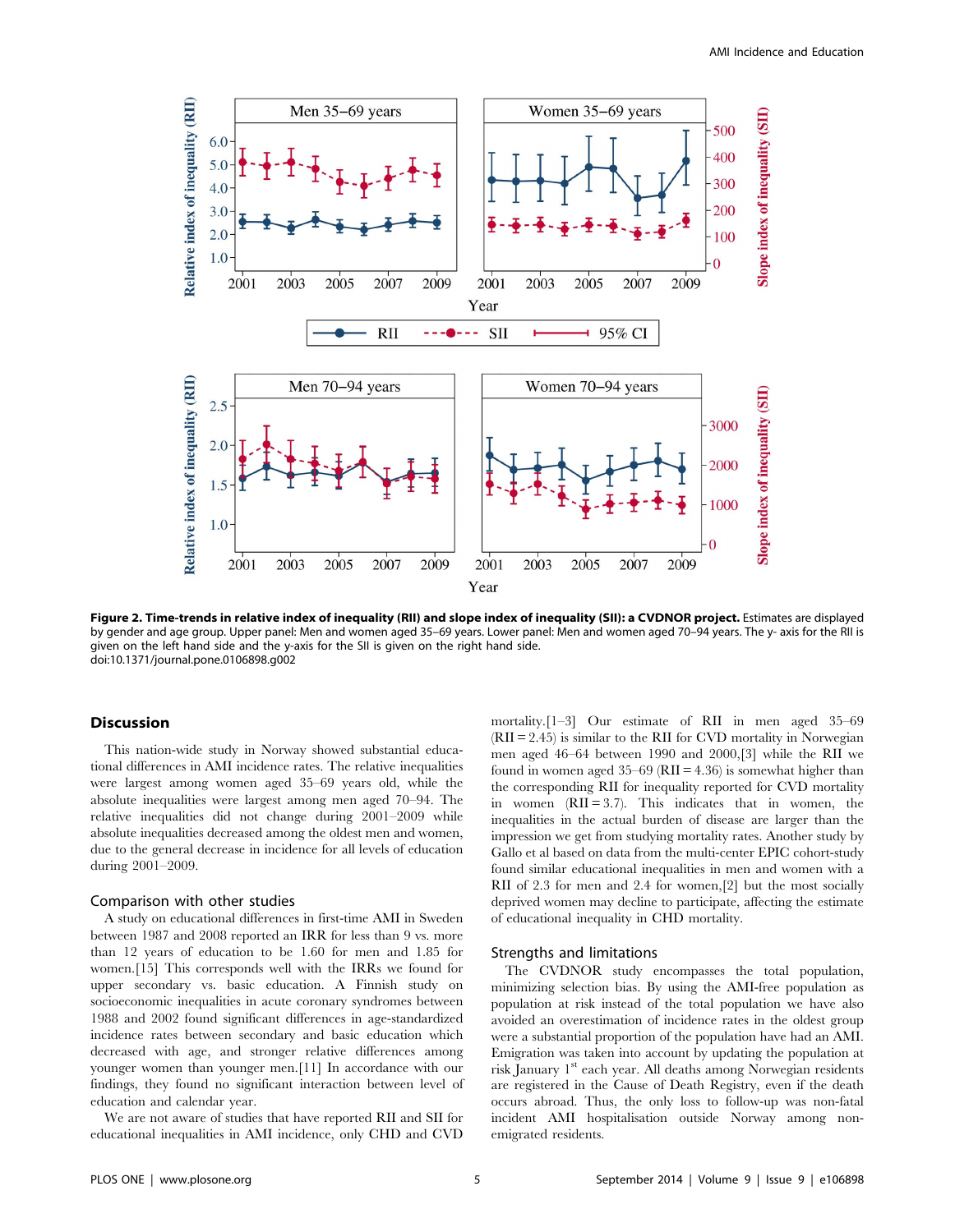**Figure 2. Time-trends in relative index of inequality (RII) and slope index of inequality (SII): a CVDNOR project.** Estimates are displayed by gender and age group. Upper panel: Men and women aged 35–69 years. Lower panel: Men and women aged 70–94 years. The y- axis for the RII is given on the left hand side and the y-axis for the SII is given on the right hand side.
doi:10.1371/journal.pone.0106898.g002

## Discussion

This nation-wide study in Norway showed substantial educational differences in AMI incidence rates. The relative inequalities were largest among women aged 35–69 years old, while the absolute inequalities were largest among men aged 70–94. The relative inequalities did not change during 2001–2009 while absolute inequalities decreased among the oldest men and women, due to the general decrease in incidence for all levels of education during 2001–2009.

### Comparison with other studies

A study on educational differences in first-time AMI in Sweden between 1987 and 2008 reported an IRR for less than 9 vs. more than 12 years of education to be 1.60 for men and 1.85 for women.[15] This corresponds well with the IRRs we found for upper secondary vs. basic education. A Finnish study on socioeconomic inequalities in acute coronary syndromes between 1988 and 2002 found significant differences in age-standardized incidence rates between secondary and basic education which decreased with age, and stronger relative differences among younger women than younger men.[11] In accordance with our findings, they found no significant interaction between level of education and calendar year.

We are not aware of studies that have reported RII and SII for educational inequalities in AMI incidence, only CHD and CVD mortality.[1–3] Our estimate of RII in men aged 35–69 (RII = 2.45) is similar to the RII for CVD mortality in Norwegian men aged 46–64 between 1990 and 2000,[3] while the RII we found in women aged 35–69 (RII = 4.36) is somewhat higher than the corresponding RII for inequality reported for CVD mortality in women (RII = 3.7). This indicates that in women, the inequalities in the actual burden of disease are larger than the impression we get from studying mortality rates. Another study by Gallo et al based on data from the multi-center EPIC cohort-study found similar educational inequalities in men and women with a RII of 2.3 for men and 2.4 for women,[2] but the most socially deprived women may decline to participate, affecting the estimate of educational inequality in CHD mortality.

### Strengths and limitations

The CVDNOR study encompasses the total population, minimizing selection bias. By using the AMI-free population as population at risk instead of the total population we have also avoided an overestimation of incidence rates in the oldest group were a substantial proportion of the population have had an AMI. Emigration was taken into account by updating the population at risk January 1[st] each year. All deaths among Norwegian residents are registered in the Cause of Death Registry, even if the death occurs abroad. Thus, the only loss to follow-up was non-fatal incident AMI hospitalisation outside Norway among non-emigrated residents.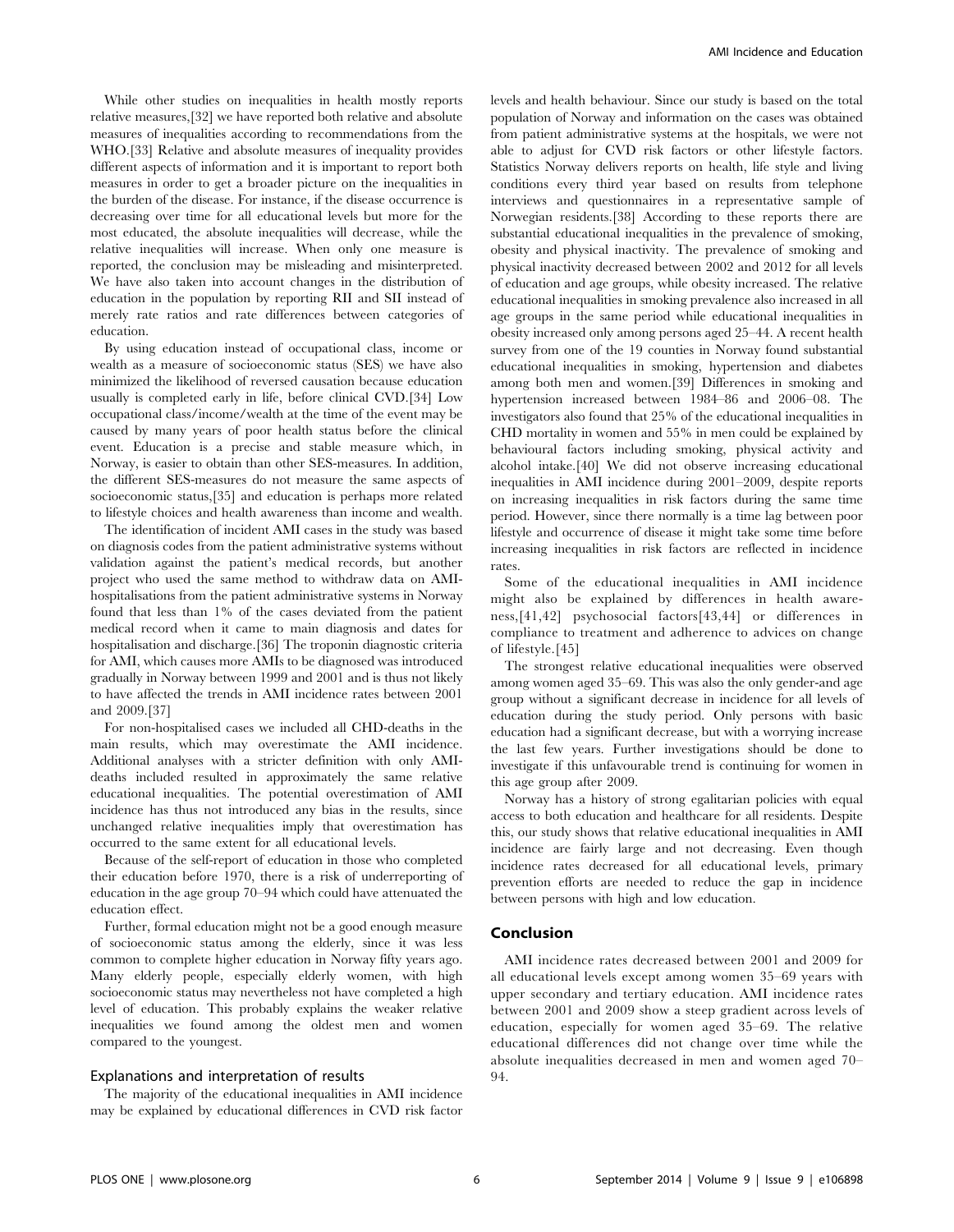While other studies on inequalities in health mostly reports relative measures,[32] we have reported both relative and absolute measures of inequalities according to recommendations from the WHO.[33] Relative and absolute measures of inequality provides different aspects of information and it is important to report both measures in order to get a broader picture on the inequalities in the burden of the disease. For instance, if the disease occurrence is decreasing over time for all educational levels but more for the most educated, the absolute inequalities will decrease, while the relative inequalities will increase. When only one measure is reported, the conclusion may be misleading and misinterpreted. We have also taken into account changes in the distribution of education in the population by reporting RII and SII instead of merely rate ratios and rate differences between categories of education.

By using education instead of occupational class, income or wealth as a measure of socioeconomic status (SES) we have also minimized the likelihood of reversed causation because education usually is completed early in life, before clinical CVD.[34] Low occupational class/income/wealth at the time of the event may be caused by many years of poor health status before the clinical event. Education is a precise and stable measure which, in Norway, is easier to obtain than other SES-measures. In addition, the different SES-measures do not measure the same aspects of socioeconomic status,[35] and education is perhaps more related to lifestyle choices and health awareness than income and wealth.

The identification of incident AMI cases in the study was based on diagnosis codes from the patient administrative systems without validation against the patient's medical records, but another project who used the same method to withdraw data on AMI-hospitalisations from the patient administrative systems in Norway found that less than 1% of the cases deviated from the patient medical record when it came to main diagnosis and dates for hospitalisation and discharge.[36] The troponin diagnostic criteria for AMI, which causes more AMIs to be diagnosed was introduced gradually in Norway between 1999 and 2001 and is thus not likely to have affected the trends in AMI incidence rates between 2001 and 2009.[37]

For non-hospitalised cases we included all CHD-deaths in the main results, which may overestimate the AMI incidence. Additional analyses with a stricter definition with only AMI-deaths included resulted in approximately the same relative educational inequalities. The potential overestimation of AMI incidence has thus not introduced any bias in the results, since unchanged relative inequalities imply that overestimation has occurred to the same extent for all educational levels.

Because of the self-report of education in those who completed their education before 1970, there is a risk of underreporting of education in the age group 70–94 which could have attenuated the education effect.

Further, formal education might not be a good enough measure of socioeconomic status among the elderly, since it was less common to complete higher education in Norway fifty years ago. Many elderly people, especially elderly women, with high socioeconomic status may nevertheless not have completed a high level of education. This probably explains the weaker relative inequalities we found among the oldest men and women compared to the youngest.

### Explanations and interpretation of results

The majority of the educational inequalities in AMI incidence may be explained by educational differences in CVD risk factor levels and health behaviour. Since our study is based on the total population of Norway and information on the cases was obtained from patient administrative systems at the hospitals, we were not able to adjust for CVD risk factors or other lifestyle factors. Statistics Norway delivers reports on health, life style and living conditions every third year based on results from telephone interviews and questionnaires in a representative sample of Norwegian residents.[38] According to these reports there are substantial educational inequalities in the prevalence of smoking, obesity and physical inactivity. The prevalence of smoking and physical inactivity decreased between 2002 and 2012 for all levels of education and age groups, while obesity increased. The relative educational inequalities in smoking prevalence also increased in all age groups in the same period while educational inequalities in obesity increased only among persons aged 25–44. A recent health survey from one of the 19 counties in Norway found substantial educational inequalities in smoking, hypertension and diabetes among both men and women.[39] Differences in smoking and hypertension increased between 1984–86 and 2006–08. The investigators also found that 25% of the educational inequalities in CHD mortality in women and 55% in men could be explained by behavioural factors including smoking, physical activity and alcohol intake.[40] We did not observe increasing educational inequalities in AMI incidence during 2001–2009, despite reports on increasing inequalities in risk factors during the same time period. However, since there normally is a time lag between poor lifestyle and occurrence of disease it might take some time before increasing inequalities in risk factors are reflected in incidence rates.

Some of the educational inequalities in AMI incidence might also be explained by differences in health awareness,[41,42] psychosocial factors[43,44] or differences in compliance to treatment and adherence to advices on change of lifestyle.[45]

The strongest relative educational inequalities were observed among women aged 35–69. This was also the only gender-and age group without a significant decrease in incidence for all levels of education during the study period. Only persons with basic education had a significant decrease, but with a worrying increase the last few years. Further investigations should be done to investigate if this unfavourable trend is continuing for women in this age group after 2009.

Norway has a history of strong egalitarian policies with equal access to both education and healthcare for all residents. Despite this, our study shows that relative educational inequalities in AMI incidence are fairly large and not decreasing. Even though incidence rates decreased for all educational levels, primary prevention efforts are needed to reduce the gap in incidence between persons with high and low education.

## Conclusion

AMI incidence rates decreased between 2001 and 2009 for all educational levels except among women 35–69 years with upper secondary and tertiary education. AMI incidence rates between 2001 and 2009 show a steep gradient across levels of education, especially for women aged 35–69. The relative educational differences did not change over time while the absolute inequalities decreased in men and women aged 70–94.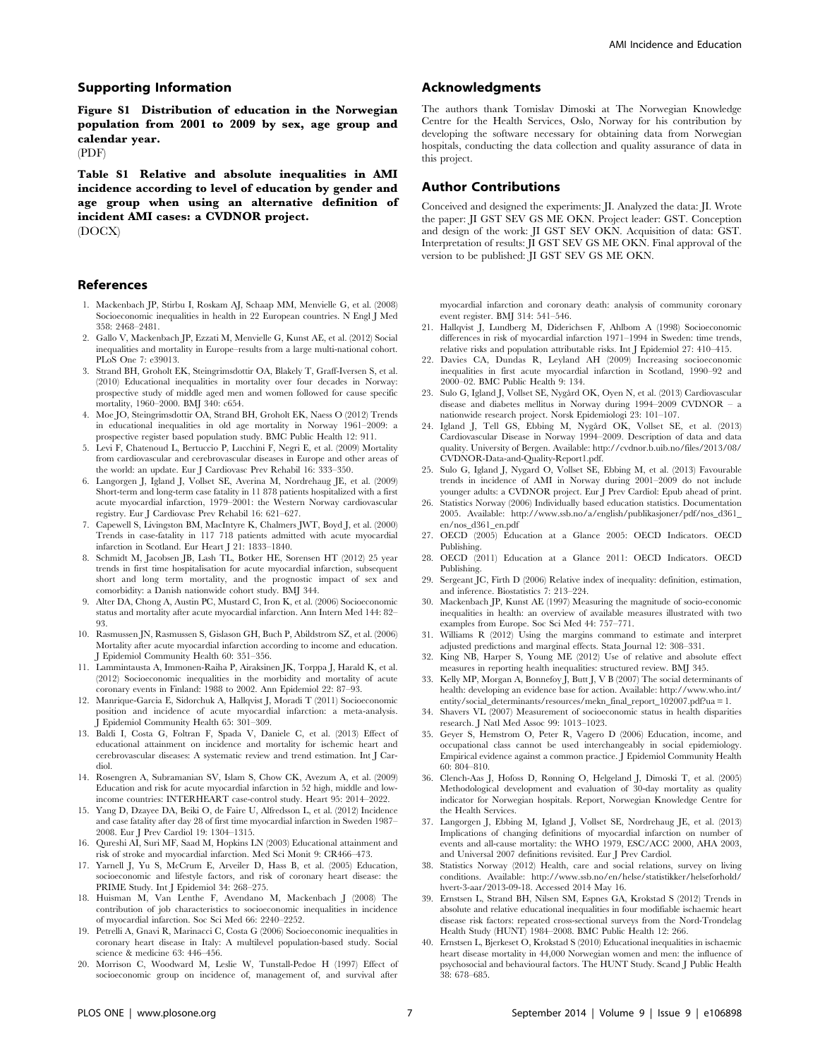## Supporting Information

**Figure S1 Distribution of education in the Norwegian population from 2001 to 2009 by sex, age group and calendar year.**
(PDF)

**Table S1 Relative and absolute inequalities in AMI incidence according to level of education by gender and age group when using an alternative definition of incident AMI cases: a CVDNOR project.**
(DOCX)

## Acknowledgments

The authors thank Tomislav Dimoski at The Norwegian Knowledge Centre for the Health Services, Oslo, Norway for his contribution by developing the software necessary for obtaining data from Norwegian hospitals, conducting the data collection and quality assurance of data in this project.

## Author Contributions

Conceived and designed the experiments: JI. Analyzed the data: JI. Wrote the paper: JI GST SEV GS ME OKN. Project leader: GST. Conception and design of the work: JI GST SEV OKN. Acquisition of data: GST. Interpretation of results: JI GST SEV GS ME OKN. Final approval of the version to be published: JI GST SEV GS ME OKN.

## References

1. Mackenbach JP, Stirbu I, Roskam AJ, Schaap MM, Menvielle G, et al. (2008) Socioeconomic inequalities in health in 22 European countries. N Engl J Med 358: 2468–2481.
2. Gallo V, Mackenbach JP, Ezzati M, Menvielle G, Kunst AE, et al. (2012) Social inequalities and mortality in Europe–results from a large multi-national cohort. PLoS One 7: e39013.
3. Strand BH, Groholt EK, Steingrimsdottir OA, Blakely T, Graff-Iversen S, et al. (2010) Educational inequalities in mortality over four decades in Norway: prospective study of middle aged men and women followed for cause specific mortality, 1960–2000. BMJ 340: c654.
4. Moe JO, Steingrimsdottir OA, Strand BH, Groholt EK, Naess O (2012) Trends in educational inequalities in old age mortality in Norway 1961–2009: a prospective register based population study. BMC Public Health 12: 911.
5. Levi F, Chatenoud L, Bertuccio P, Lucchini F, Negri E, et al. (2009) Mortality from cardiovascular and cerebrovascular diseases in Europe and other areas of the world: an update. Eur J Cardiovasc Prev Rehabil 16: 333–350.
6. Langorgen J, Igland J, Vollset SE, Averina M, Nordrehaug JE, et al. (2009) Short-term and long-term case fatality in 11 878 patients hospitalized with a first acute myocardial infarction, 1979–2001: the Western Norway cardiovascular registry. Eur J Cardiovasc Prev Rehabil 16: 621–627.
7. Capewell S, Livingston BM, MacIntyre K, Chalmers JWT, Boyd J, et al. (2000) Trends in case-fatality in 117 718 patients admitted with acute myocardial infarction in Scotland. Eur Heart J 21: 1833–1840.
8. Schmidt M, Jacobsen JB, Lash TL, Botker HE, Sorensen HT (2012) 25 year trends in first time hospitalisation for acute myocardial infarction, subsequent short and long term mortality, and the prognostic impact of sex and comorbidity: a Danish nationwide cohort study. BMJ 344.
9. Alter DA, Chong A, Austin PC, Mustard C, Iron K, et al. (2006) Socioeconomic status and mortality after acute myocardial infarction. Ann Intern Med 144: 82–93.
10. Rasmussen JN, Rasmussen S, Gislason GH, Buch P, Abildstrom SZ, et al. (2006) Mortality after acute myocardial infarction according to income and education. J Epidemiol Community Health 60: 351–356.
11. Lammintausta A, Immonen-Raiha P, Airaksinen JK, Torppa J, Harald K, et al. (2012) Socioeconomic inequalities in the morbidity and mortality of acute coronary events in Finland: 1988 to 2002. Ann Epidemiol 22: 87–93.
12. Manrique-Garcia E, Sidorchuk A, Hallqvist J, Moradi T (2011) Socioeconomic position and incidence of acute myocardial infarction: a meta-analysis. J Epidemiol Community Health 65: 301–309.
13. Baldi I, Costa G, Foltran F, Spada V, Daniele C, et al. (2013) Effect of educational attainment on incidence and mortality for ischemic heart and cerebrovascular diseases: A systematic review and trend estimation. Int J Cardiol.
14. Rosengren A, Subramanian SV, Islam S, Chow CK, Avezum A, et al. (2009) Education and risk for acute myocardial infarction in 52 high, middle and low-income countries: INTERHEART case-control study. Heart 95: 2014–2022.
15. Yang D, Dzayee DA, Beiki O, de Faire U, Alfredsson L, et al. (2012) Incidence and case fatality after day 28 of first time myocardial infarction in Sweden 1987–2008. Eur J Prev Cardiol 19: 1304–1315.
16. Qureshi AI, Suri MF, Saad M, Hopkins LN (2003) Educational attainment and risk of stroke and myocardial infarction. Med Sci Monit 9: CR466–473.
17. Yarnell J, Yu S, McCrum E, Arveiler D, Hass B, et al. (2005) Education, socioeconomic and lifestyle factors, and risk of coronary heart disease: the PRIME Study. Int J Epidemiol 34: 268–275.
18. Huisman M, Van Lenthe F, Avendano M, Mackenbach J (2008) The contribution of job characteristics to socioeconomic inequalities in incidence of myocardial infarction. Soc Sci Med 66: 2240–2252.
19. Petrelli A, Gnavi R, Marinacci C, Costa G (2006) Socioeconomic inequalities in coronary heart disease in Italy: A multilevel population-based study. Social science & medicine 63: 446–456.
20. Morrison C, Woodward M, Leslie W, Tunstall-Pedoe H (1997) Effect of socioeconomic group on incidence of, management of, and survival after myocardial infarction and coronary death: analysis of community coronary event register. BMJ 314: 541–546.
21. Hallqvist J, Lundberg M, Diderichsen F, Ahlbom A (1998) Socioeconomic differences in risk of myocardial infarction 1971–1994 in Sweden: time trends, relative risks and population attributable risks. Int J Epidemiol 27: 410–415.
22. Davies CA, Dundas R, Leyland AH (2009) Increasing socioeconomic inequalities in first acute myocardial infarction in Scotland, 1990–92 and 2000–02. BMC Public Health 9: 134.
23. Sulo G, Igland J, Vollset SE, Nygård OK, Oyen N, et al. (2013) Cardiovascular disease and diabetes mellitus in Norway during 1994–2009 CVDNOR – a nationwide research project. Norsk Epidemiologi 23: 101–107.
24. Igland J, Tell GS, Ebbing M, Nygård OK, Vollset SE, et al. (2013) Cardiovascular Disease in Norway 1994–2009. Description of data and data quality. University of Bergen. Available: http://cvdnor.b.uib.no/files/2013/08/CVDNOR-Data-and-Quality-Report1.pdf.
25. Sulo G, Igland J, Nygard O, Vollset SE, Ebbing M, et al. (2013) Favourable trends in incidence of AMI in Norway during 2001–2009 do not include younger adults: a CVDNOR project. Eur J Prev Cardiol: Epub ahead of print.
26. Statistics Norway (2006) Individually based education statistics. Documentation 2005. Available: http://www.ssb.no/a/english/publikasjoner/pdf/nos_d361_en/nos_d361_en.pdf
27. OECD (2005) Education at a Glance 2005: OECD Indicators. OECD Publishing.
28. OECD (2011) Education at a Glance 2011: OECD Indicators. OECD Publishing.
29. Sergeant JC, Firth D (2006) Relative index of inequality: definition, estimation, and inference. Biostatistics 7: 213–224.
30. Mackenbach JP, Kunst AE (1997) Measuring the magnitude of socio-economic inequalities in health: an overview of available measures illustrated with two examples from Europe. Soc Sci Med 44: 757–771.
31. Williams R (2012) Using the margins command to estimate and interpret adjusted predictions and marginal effects. Stata Journal 12: 308–331.
32. King NB, Harper S, Young ME (2012) Use of relative and absolute effect measures in reporting health inequalities: structured review. BMJ 345.
33. Kelly MP, Morgan A, Bonnefoy J, Butt J, V B (2007) The social determinants of health: developing an evidence base for action. Available: http://www.who.int/entity/social_determinants/resources/mekn_final_report_102007.pdf?ua = 1.
34. Shavers VL (2007) Measurement of socioeconomic status in health disparities research. J Natl Med Assoc 99: 1013–1023.
35. Geyer S, Hemstrom O, Peter R, Vagero D (2006) Education, income, and occupational class cannot be used interchangeably in social epidemiology. Empirical evidence against a common practice. J Epidemiol Community Health 60: 804–810.
36. Clench-Aas J, Hofoss D, Rønning O, Helgeland J, Dimoski T, et al. (2005) Methodological development and evaluation of 30-day mortality as quality indicator for Norwegian hospitals. Report, Norwegian Knowledge Centre for the Health Services.
37. Langorgen J, Ebbing M, Igland J, Vollset SE, Nordrehaug JE, et al. (2013) Implications of changing definitions of myocardial infarction on number of events and all-cause mortality: the WHO 1979, ESC/ACC 2000, AHA 2003, and Universal 2007 definitions revisited. Eur J Prev Cardiol.
38. Statistics Norway (2012) Health, care and social relations, survey on living conditions. Available: http://www.ssb.no/en/helse/statistikker/helseforhold/hvert-3-aar/2013-09-18. Accessed 2014 May 16.
39. Ernstsen L, Strand BH, Nilsen SM, Espnes GA, Krokstad S (2012) Trends in absolute and relative educational inequalities in four modifiable ischaemic heart disease risk factors: repeated cross-sectional surveys from the Nord-Trondelag Health Study (HUNT) 1984–2008. BMC Public Health 12: 266.
40. Ernstsen L, Bjerkeset O, Krokstad S (2010) Educational inequalities in ischaemic heart disease mortality in 44,000 Norwegian women and men: the influence of psychosocial and behavioural factors. The HUNT Study. Scand J Public Health 38: 678–685.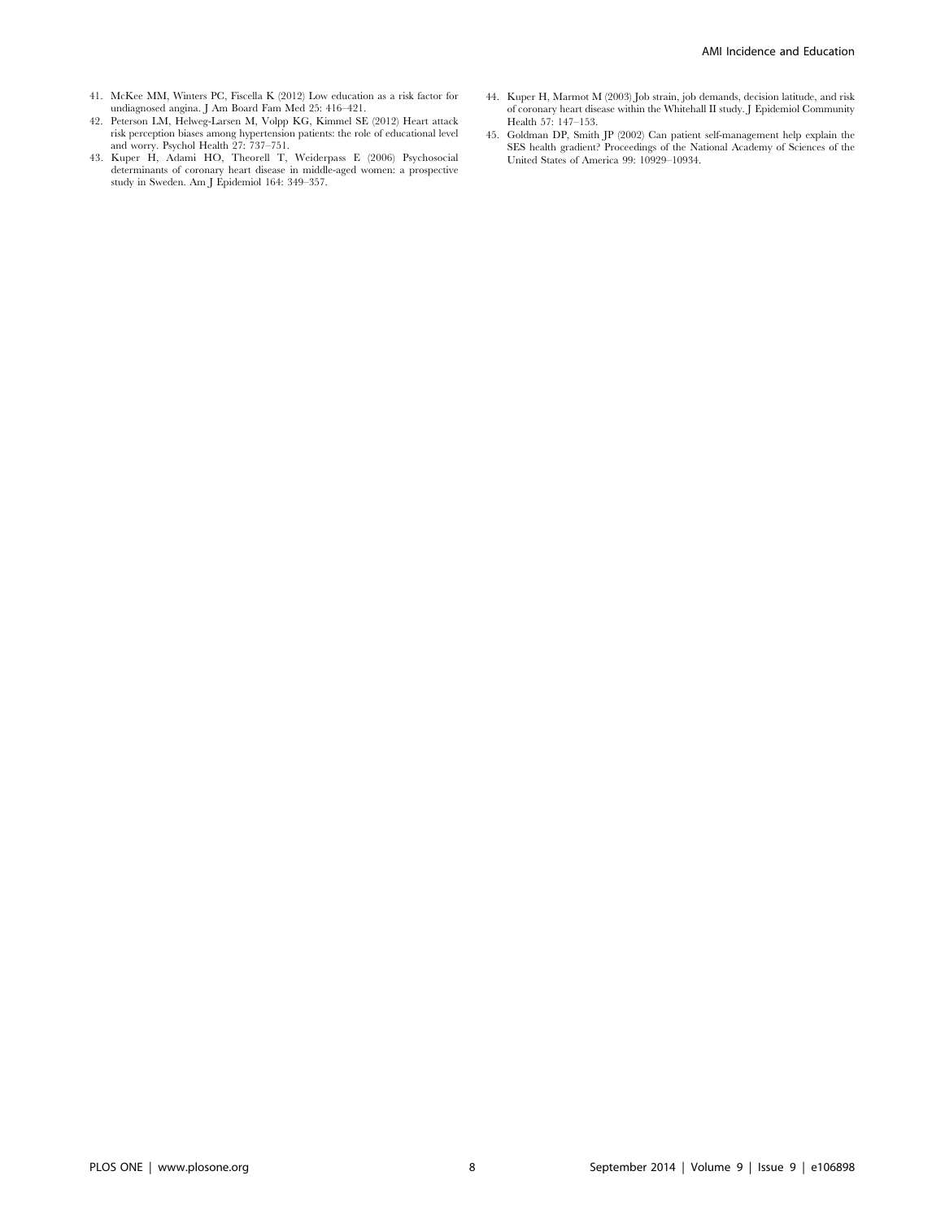41. McKee MM, Winters PC, Fiscella K (2012) Low education as a risk factor for undiagnosed angina. J Am Board Fam Med 25: 416–421.
42. Peterson LM, Helweg-Larsen M, Volpp KG, Kimmel SE (2012) Heart attack risk perception biases among hypertension patients: the role of educational level and worry. Psychol Health 27: 737–751.
43. Kuper H, Adami HO, Theorell T, Weiderpass E (2006) Psychosocial determinants of coronary heart disease in middle-aged women: a prospective study in Sweden. Am J Epidemiol 164: 349–357.
44. Kuper H, Marmot M (2003) Job strain, job demands, decision latitude, and risk of coronary heart disease within the Whitehall II study. J Epidemiol Community Health 57: 147–153.
45. Goldman DP, Smith JP (2002) Can patient self-management help explain the SES health gradient? Proceedings of the National Academy of Sciences of the United States of America 99: 10929–10934.